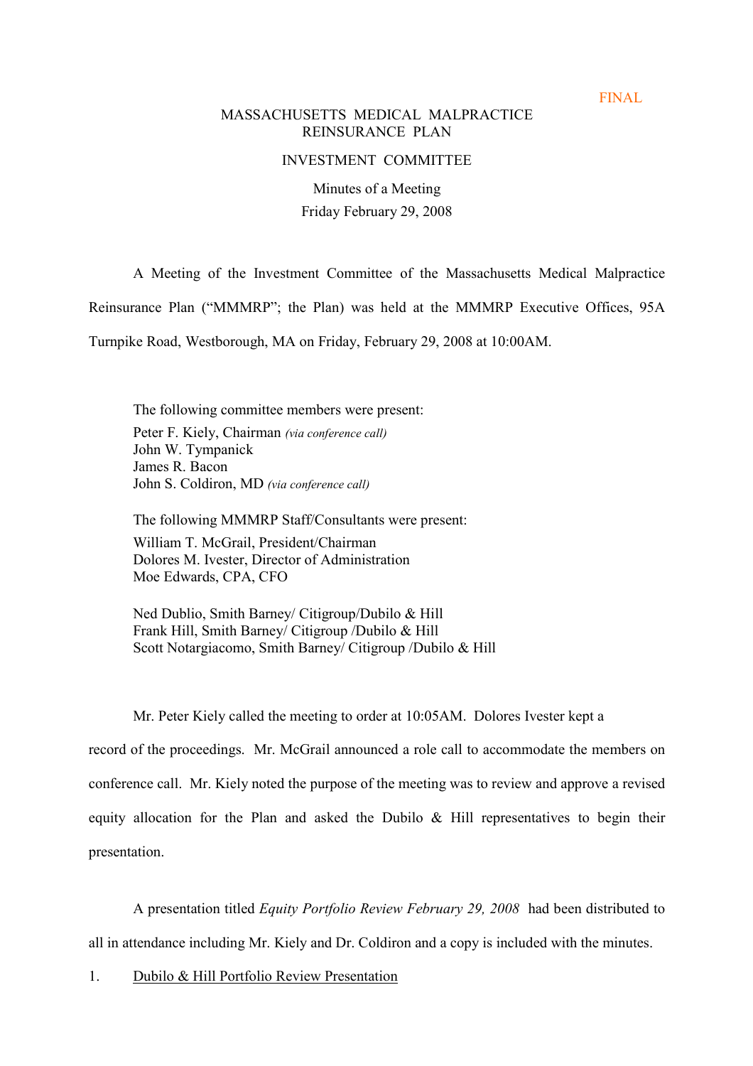FINAL

# MASSACHUSETTS MEDICAL MALPRACTICE REINSURANCE PLAN

## INVESTMENT COMMITTEE

Minutes of a Meeting
Friday February 29, 2008

A Meeting of the Investment Committee of the Massachusetts Medical Malpractice Reinsurance Plan ("MMMRP"; the Plan) was held at the MMMRP Executive Offices, 95A Turnpike Road, Westborough, MA on Friday, February 29, 2008 at 10:00AM.

The following committee members were present:
Peter F. Kiely, Chairman *(via conference call)*
John W. Tympanick
James R. Bacon
John S. Coldiron, MD *(via conference call)*

The following MMMRP Staff/Consultants were present:
William T. McGrail, President/Chairman
Dolores M. Ivester, Director of Administration
Moe Edwards, CPA, CFO

Ned Dublio, Smith Barney/ Citigroup/Dubilo & Hill
Frank Hill, Smith Barney/ Citigroup /Dubilo & Hill
Scott Notargiacomo, Smith Barney/ Citigroup /Dubilo & Hill

Mr. Peter Kiely called the meeting to order at 10:05AM. Dolores Ivester kept a record of the proceedings. Mr. McGrail announced a role call to accommodate the members on conference call. Mr. Kiely noted the purpose of the meeting was to review and approve a revised equity allocation for the Plan and asked the Dubilo & Hill representatives to begin their presentation.

A presentation titled *Equity Portfolio Review February 29, 2008* had been distributed to all in attendance including Mr. Kiely and Dr. Coldiron and a copy is included with the minutes.

1. Dubilo & Hill Portfolio Review Presentation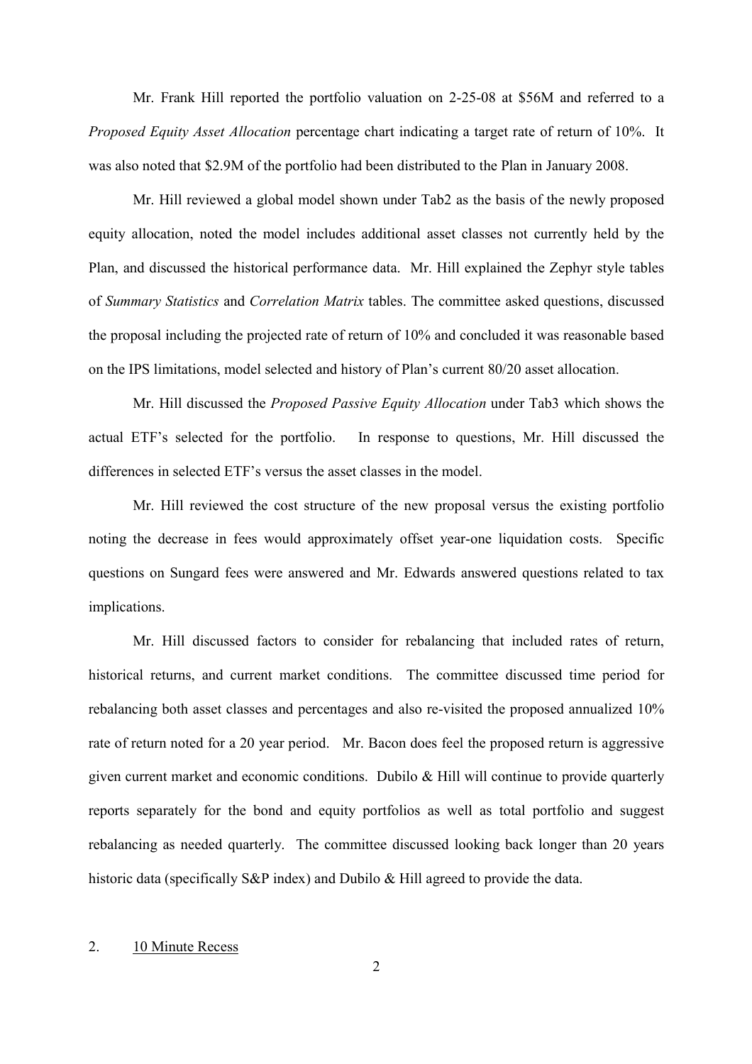Mr. Frank Hill reported the portfolio valuation on 2-25-08 at $56M and referred to a *Proposed Equity Asset Allocation* percentage chart indicating a target rate of return of 10%. It was also noted that $2.9M of the portfolio had been distributed to the Plan in January 2008.

Mr. Hill reviewed a global model shown under Tab2 as the basis of the newly proposed equity allocation, noted the model includes additional asset classes not currently held by the Plan, and discussed the historical performance data. Mr. Hill explained the Zephyr style tables of *Summary Statistics* and *Correlation Matrix* tables. The committee asked questions, discussed the proposal including the projected rate of return of 10% and concluded it was reasonable based on the IPS limitations, model selected and history of Plan's current 80/20 asset allocation.

Mr. Hill discussed the *Proposed Passive Equity Allocation* under Tab3 which shows the actual ETF's selected for the portfolio. In response to questions, Mr. Hill discussed the differences in selected ETF's versus the asset classes in the model.

Mr. Hill reviewed the cost structure of the new proposal versus the existing portfolio noting the decrease in fees would approximately offset year-one liquidation costs. Specific questions on Sungard fees were answered and Mr. Edwards answered questions related to tax implications.

Mr. Hill discussed factors to consider for rebalancing that included rates of return, historical returns, and current market conditions. The committee discussed time period for rebalancing both asset classes and percentages and also re-visited the proposed annualized 10% rate of return noted for a 20 year period. Mr. Bacon does feel the proposed return is aggressive given current market and economic conditions. Dubilo & Hill will continue to provide quarterly reports separately for the bond and equity portfolios as well as total portfolio and suggest rebalancing as needed quarterly. The committee discussed looking back longer than 20 years historic data (specifically S&P index) and Dubilo & Hill agreed to provide the data.

2. <u>10 Minute Recess</u>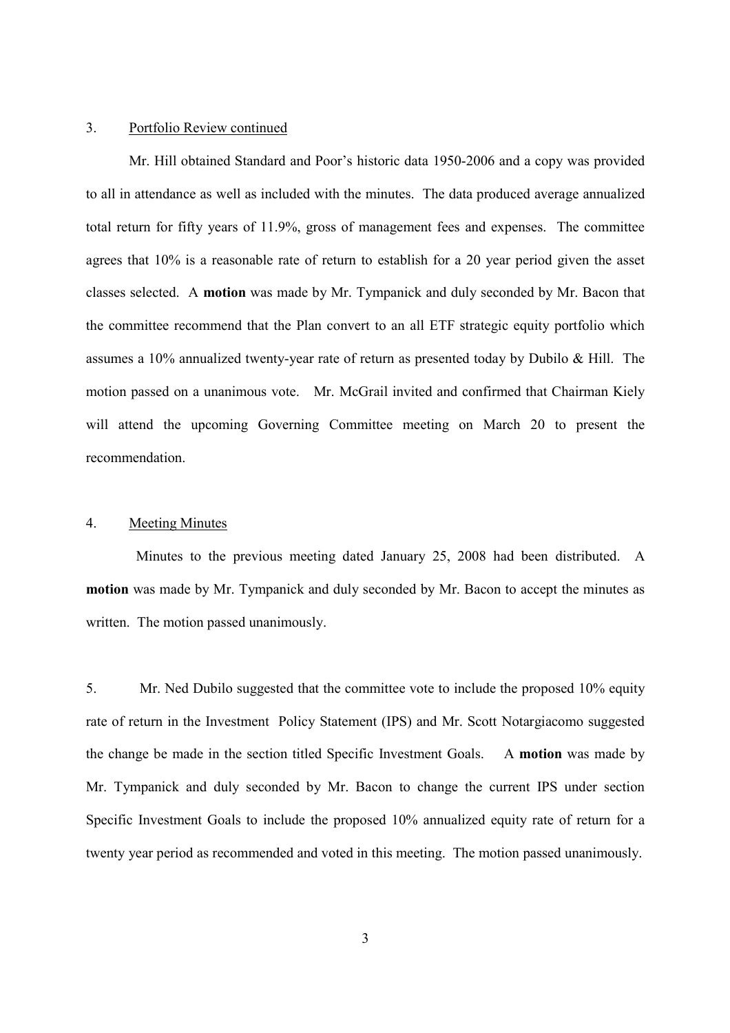3. Portfolio Review continued

Mr. Hill obtained Standard and Poor's historic data 1950-2006 and a copy was provided to all in attendance as well as included with the minutes. The data produced average annualized total return for fifty years of 11.9%, gross of management fees and expenses. The committee agrees that 10% is a reasonable rate of return to establish for a 20 year period given the asset classes selected. A **motion** was made by Mr. Tympanick and duly seconded by Mr. Bacon that the committee recommend that the Plan convert to an all ETF strategic equity portfolio which assumes a 10% annualized twenty-year rate of return as presented today by Dubilo & Hill. The motion passed on a unanimous vote. Mr. McGrail invited and confirmed that Chairman Kiely will attend the upcoming Governing Committee meeting on March 20 to present the recommendation.

4. Meeting Minutes

Minutes to the previous meeting dated January 25, 2008 had been distributed. A **motion** was made by Mr. Tympanick and duly seconded by Mr. Bacon to accept the minutes as written. The motion passed unanimously.

5. Mr. Ned Dubilo suggested that the committee vote to include the proposed 10% equity rate of return in the Investment Policy Statement (IPS) and Mr. Scott Notargiacomo suggested the change be made in the section titled Specific Investment Goals. A **motion** was made by Mr. Tympanick and duly seconded by Mr. Bacon to change the current IPS under section Specific Investment Goals to include the proposed 10% annualized equity rate of return for a twenty year period as recommended and voted in this meeting. The motion passed unanimously.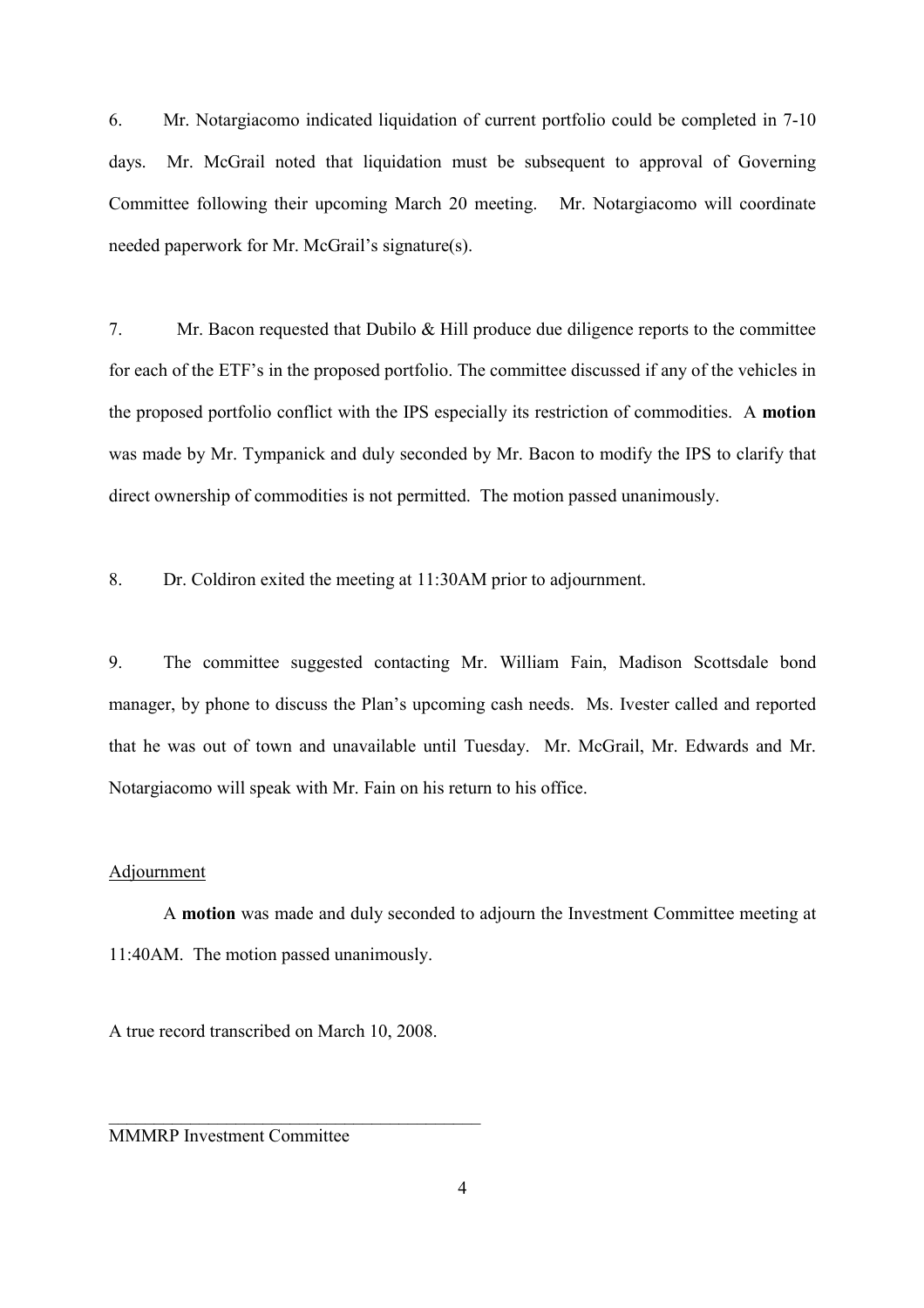6. Mr. Notargiacomo indicated liquidation of current portfolio could be completed in 7-10 days. Mr. McGrail noted that liquidation must be subsequent to approval of Governing Committee following their upcoming March 20 meeting. Mr. Notargiacomo will coordinate needed paperwork for Mr. McGrail's signature(s).

7. Mr. Bacon requested that Dubilo & Hill produce due diligence reports to the committee for each of the ETF's in the proposed portfolio. The committee discussed if any of the vehicles in the proposed portfolio conflict with the IPS especially its restriction of commodities. A **motion** was made by Mr. Tympanick and duly seconded by Mr. Bacon to modify the IPS to clarify that direct ownership of commodities is not permitted. The motion passed unanimously.

8. Dr. Coldiron exited the meeting at 11:30AM prior to adjournment.

9. The committee suggested contacting Mr. William Fain, Madison Scottsdale bond manager, by phone to discuss the Plan's upcoming cash needs. Ms. Ivester called and reported that he was out of town and unavailable until Tuesday. Mr. McGrail, Mr. Edwards and Mr. Notargiacomo will speak with Mr. Fain on his return to his office.

Adjournment

A **motion** was made and duly seconded to adjourn the Investment Committee meeting at 11:40AM. The motion passed unanimously.

A true record transcribed on March 10, 2008.

\_\_\_\_\_\_\_\_\_\_\_\_\_\_\_\_\_\_\_\_\_\_\_\_\_\_\_\_\_\_\_\_\_\_\_\_\_\_\_\_

MMMRP Investment Committee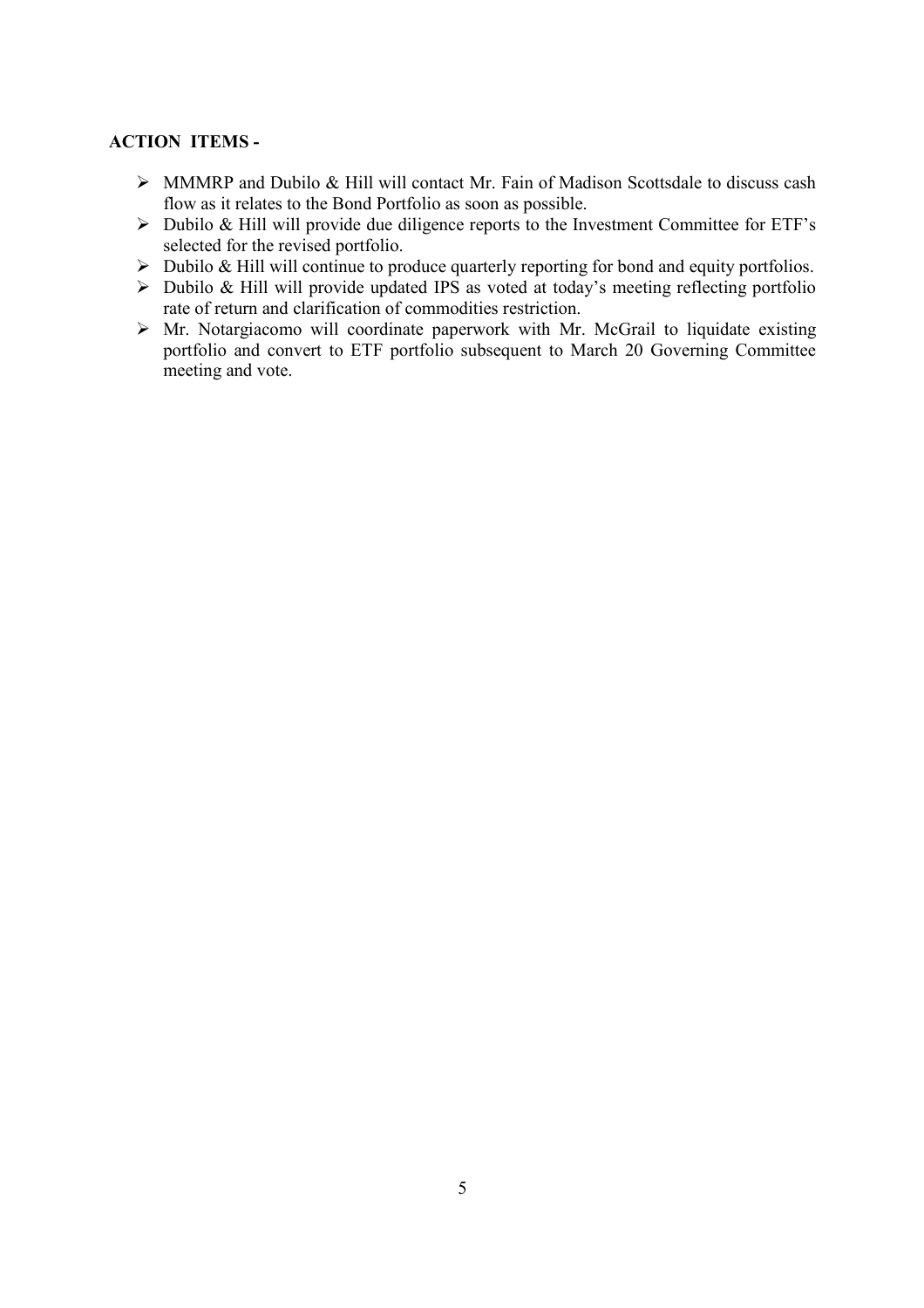**ACTION ITEMS -**

- MMMRP and Dubilo & Hill will contact Mr. Fain of Madison Scottsdale to discuss cash flow as it relates to the Bond Portfolio as soon as possible.
- Dubilo & Hill will provide due diligence reports to the Investment Committee for ETF's selected for the revised portfolio.
- Dubilo & Hill will continue to produce quarterly reporting for bond and equity portfolios.
- Dubilo & Hill will provide updated IPS as voted at today's meeting reflecting portfolio rate of return and clarification of commodities restriction.
- Mr. Notargiacomo will coordinate paperwork with Mr. McGrail to liquidate existing portfolio and convert to ETF portfolio subsequent to March 20 Governing Committee meeting and vote.